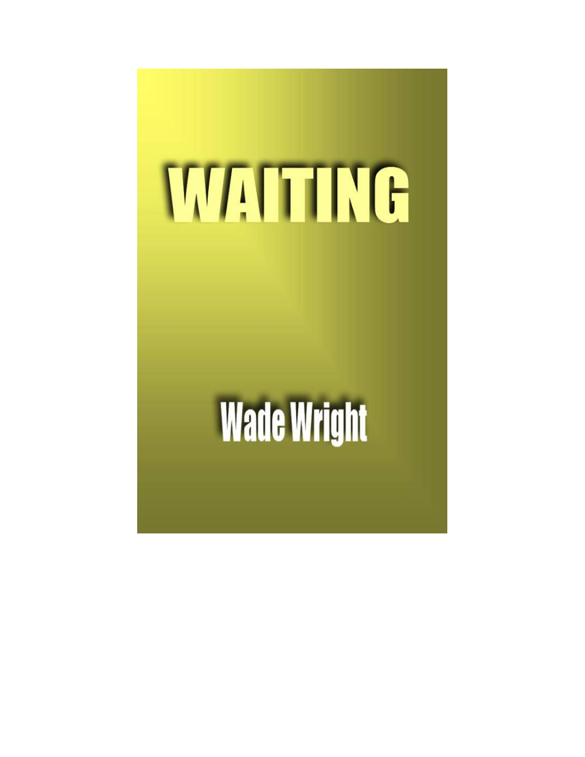# WAITING

Wade Wright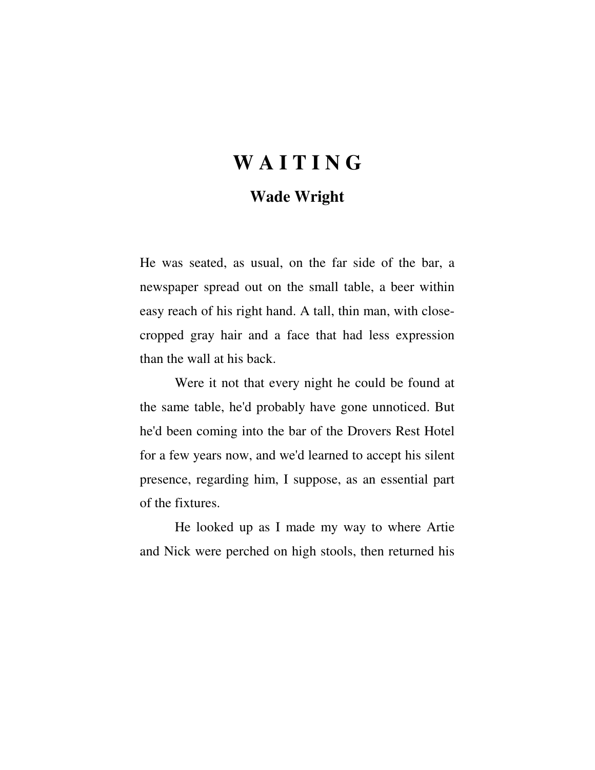# W A I T I N G

## Wade Wright

He was seated, as usual, on the far side of the bar, a newspaper spread out on the small table, a beer within easy reach of his right hand. A tall, thin man, with close-cropped gray hair and a face that had less expression than the wall at his back.

Were it not that every night he could be found at the same table, he'd probably have gone unnoticed. But he'd been coming into the bar of the Drovers Rest Hotel for a few years now, and we'd learned to accept his silent presence, regarding him, I suppose, as an essential part of the fixtures.

He looked up as I made my way to where Artie and Nick were perched on high stools, then returned his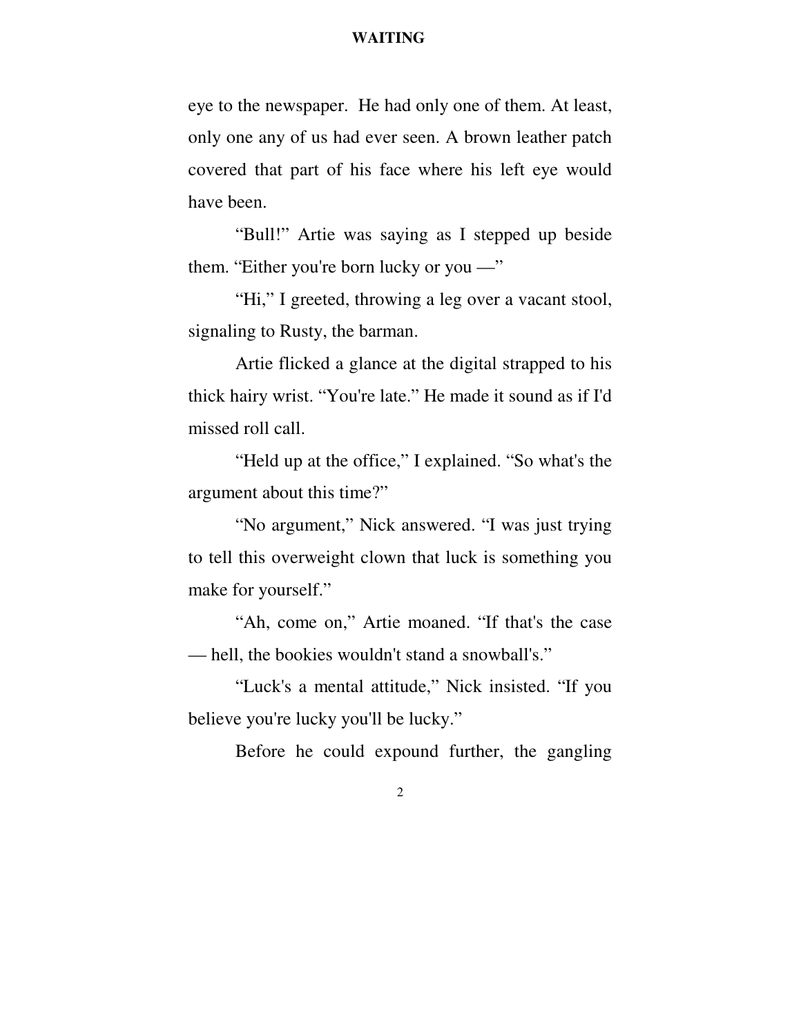eye to the newspaper. He had only one of them. At least, only one any of us had ever seen. A brown leather patch covered that part of his face where his left eye would have been.

"Bull!" Artie was saying as I stepped up beside them. "Either you're born lucky or you —"

"Hi," I greeted, throwing a leg over a vacant stool, signaling to Rusty, the barman.

Artie flicked a glance at the digital strapped to his thick hairy wrist. "You're late." He made it sound as if I'd missed roll call.

"Held up at the office," I explained. "So what's the argument about this time?"

"No argument," Nick answered. "I was just trying to tell this overweight clown that luck is something you make for yourself."

"Ah, come on," Artie moaned. "If that's the case — hell, the bookies wouldn't stand a snowball's."

"Luck's a mental attitude," Nick insisted. "If you believe you're lucky you'll be lucky."

Before he could expound further, the gangling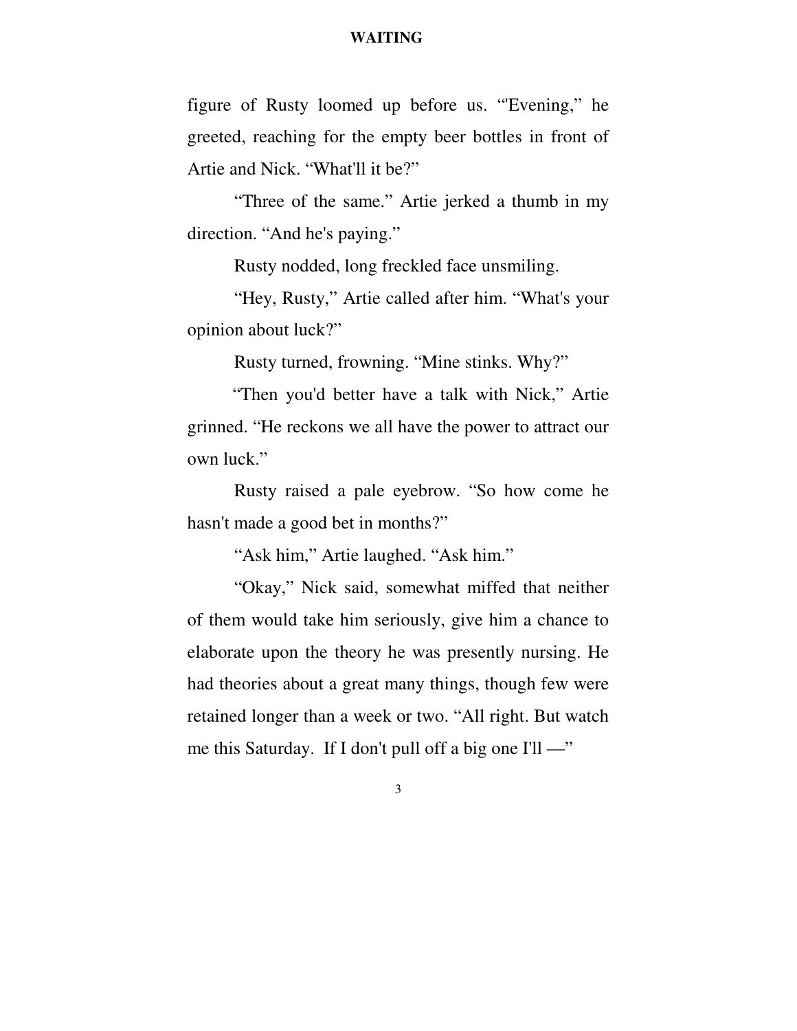figure of Rusty loomed up before us. "'Evening," he greeted, reaching for the empty beer bottles in front of Artie and Nick. "What'll it be?"

"Three of the same." Artie jerked a thumb in my direction. "And he's paying."

Rusty nodded, long freckled face unsmiling.

"Hey, Rusty," Artie called after him. "What's your opinion about luck?"

Rusty turned, frowning. "Mine stinks. Why?"

"Then you'd better have a talk with Nick," Artie grinned. "He reckons we all have the power to attract our own luck."

Rusty raised a pale eyebrow. "So how come he hasn't made a good bet in months?"

"Ask him," Artie laughed. "Ask him."

"Okay," Nick said, somewhat miffed that neither of them would take him seriously, give him a chance to elaborate upon the theory he was presently nursing. He had theories about a great many things, though few were retained longer than a week or two. "All right. But watch me this Saturday. If I don't pull off a big one I'll —"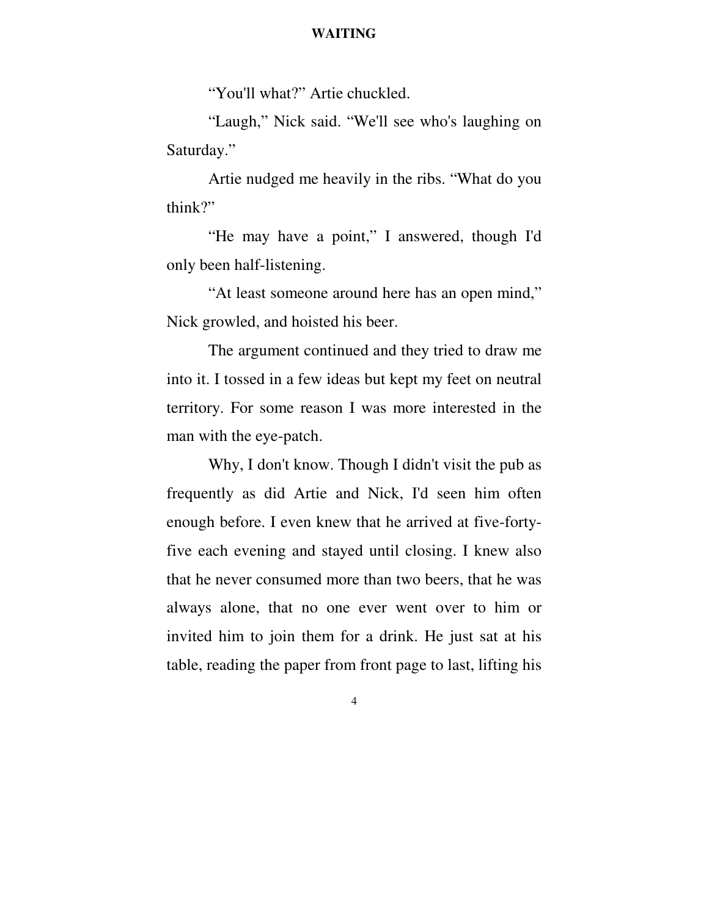"You'll what?" Artie chuckled.

"Laugh," Nick said. "We'll see who's laughing on Saturday."

Artie nudged me heavily in the ribs. "What do you think?"

"He may have a point," I answered, though I'd only been half-listening.

"At least someone around here has an open mind," Nick growled, and hoisted his beer.

The argument continued and they tried to draw me into it. I tossed in a few ideas but kept my feet on neutral territory. For some reason I was more interested in the man with the eye-patch.

Why, I don't know. Though I didn't visit the pub as frequently as did Artie and Nick, I'd seen him often enough before. I even knew that he arrived at five-forty-five each evening and stayed until closing. I knew also that he never consumed more than two beers, that he was always alone, that no one ever went over to him or invited him to join them for a drink. He just sat at his table, reading the paper from front page to last, lifting his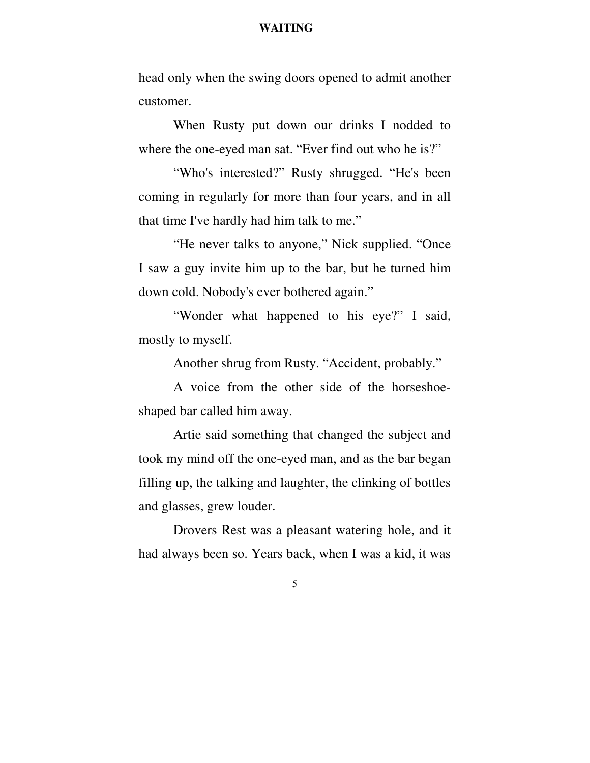head only when the swing doors opened to admit another customer.

When Rusty put down our drinks I nodded to where the one-eyed man sat. “Ever find out who he is?”

“Who's interested?” Rusty shrugged. “He's been coming in regularly for more than four years, and in all that time I've hardly had him talk to me.”

“He never talks to anyone,” Nick supplied. “Once I saw a guy invite him up to the bar, but he turned him down cold. Nobody's ever bothered again.”

“Wonder what happened to his eye?” I said, mostly to myself.

Another shrug from Rusty. “Accident, probably.”

A voice from the other side of the horseshoe-shaped bar called him away.

Artie said something that changed the subject and took my mind off the one-eyed man, and as the bar began filling up, the talking and laughter, the clinking of bottles and glasses, grew louder.

Drovers Rest was a pleasant watering hole, and it had always been so. Years back, when I was a kid, it was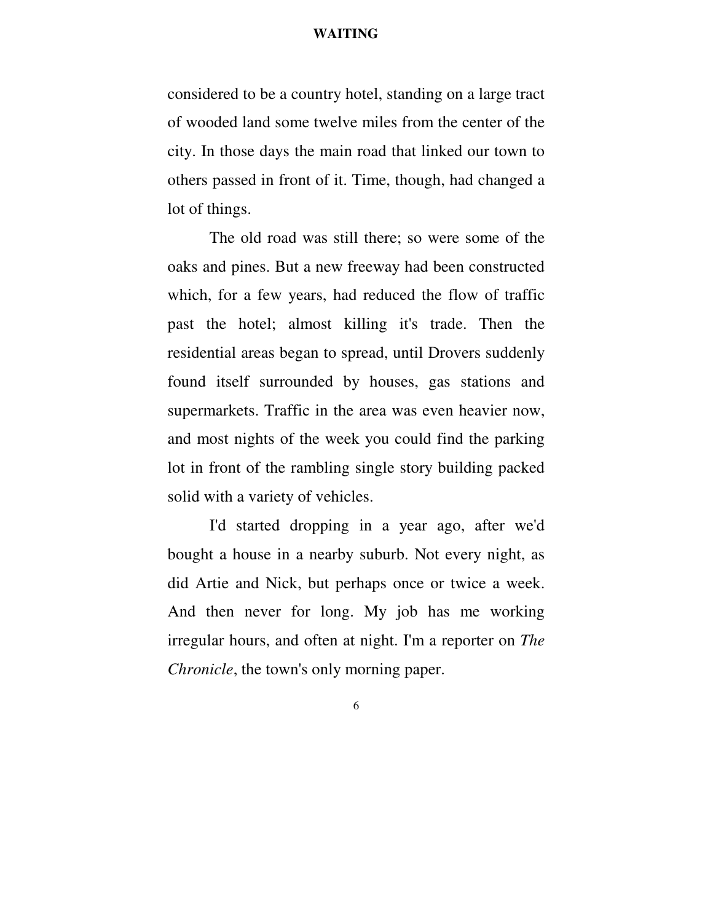considered to be a country hotel, standing on a large tract of wooded land some twelve miles from the center of the city. In those days the main road that linked our town to others passed in front of it. Time, though, had changed a lot of things.

The old road was still there; so were some of the oaks and pines. But a new freeway had been constructed which, for a few years, had reduced the flow of traffic past the hotel; almost killing it's trade. Then the residential areas began to spread, until Drovers suddenly found itself surrounded by houses, gas stations and supermarkets. Traffic in the area was even heavier now, and most nights of the week you could find the parking lot in front of the rambling single story building packed solid with a variety of vehicles.

I'd started dropping in a year ago, after we'd bought a house in a nearby suburb. Not every night, as did Artie and Nick, but perhaps once or twice a week. And then never for long. My job has me working irregular hours, and often at night. I'm a reporter on *The Chronicle*, the town's only morning paper.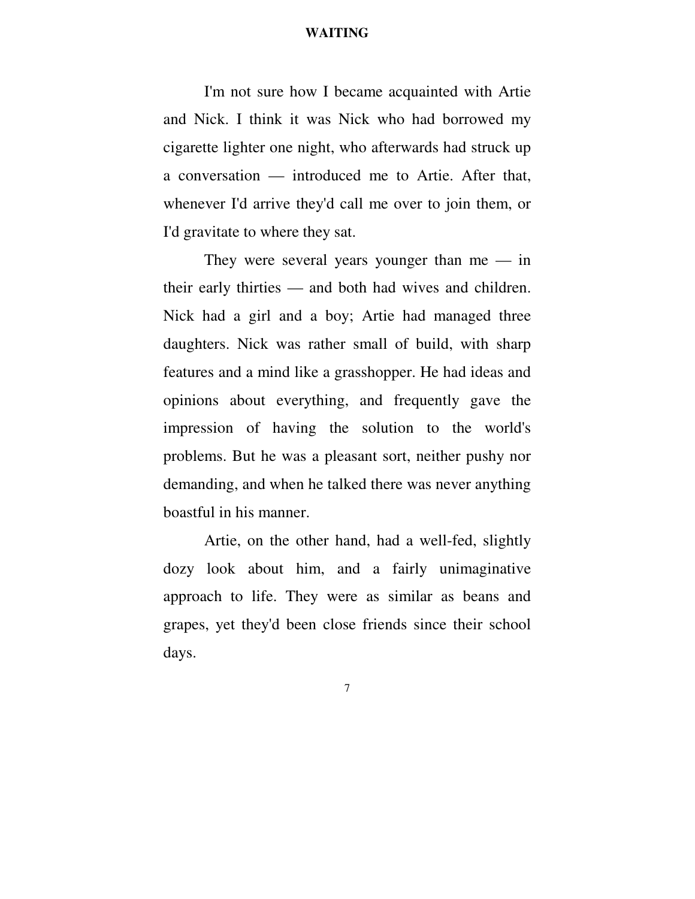I'm not sure how I became acquainted with Artie and Nick. I think it was Nick who had borrowed my cigarette lighter one night, who afterwards had struck up a conversation — introduced me to Artie. After that, whenever I'd arrive they'd call me over to join them, or I'd gravitate to where they sat.

They were several years younger than me — in their early thirties — and both had wives and children. Nick had a girl and a boy; Artie had managed three daughters. Nick was rather small of build, with sharp features and a mind like a grasshopper. He had ideas and opinions about everything, and frequently gave the impression of having the solution to the world's problems. But he was a pleasant sort, neither pushy nor demanding, and when he talked there was never anything boastful in his manner.

Artie, on the other hand, had a well-fed, slightly dozy look about him, and a fairly unimaginative approach to life. They were as similar as beans and grapes, yet they'd been close friends since their school days.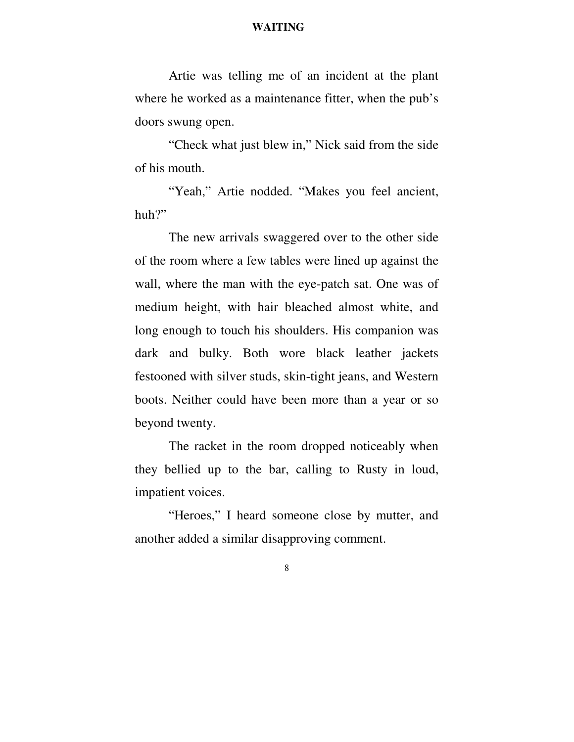Artie was telling me of an incident at the plant where he worked as a maintenance fitter, when the pub's doors swung open.

"Check what just blew in," Nick said from the side of his mouth.

"Yeah," Artie nodded. "Makes you feel ancient, huh?"

The new arrivals swaggered over to the other side of the room where a few tables were lined up against the wall, where the man with the eye-patch sat. One was of medium height, with hair bleached almost white, and long enough to touch his shoulders. His companion was dark and bulky. Both wore black leather jackets festooned with silver studs, skin-tight jeans, and Western boots. Neither could have been more than a year or so beyond twenty.

The racket in the room dropped noticeably when they bellied up to the bar, calling to Rusty in loud, impatient voices.

"Heroes," I heard someone close by mutter, and another added a similar disapproving comment.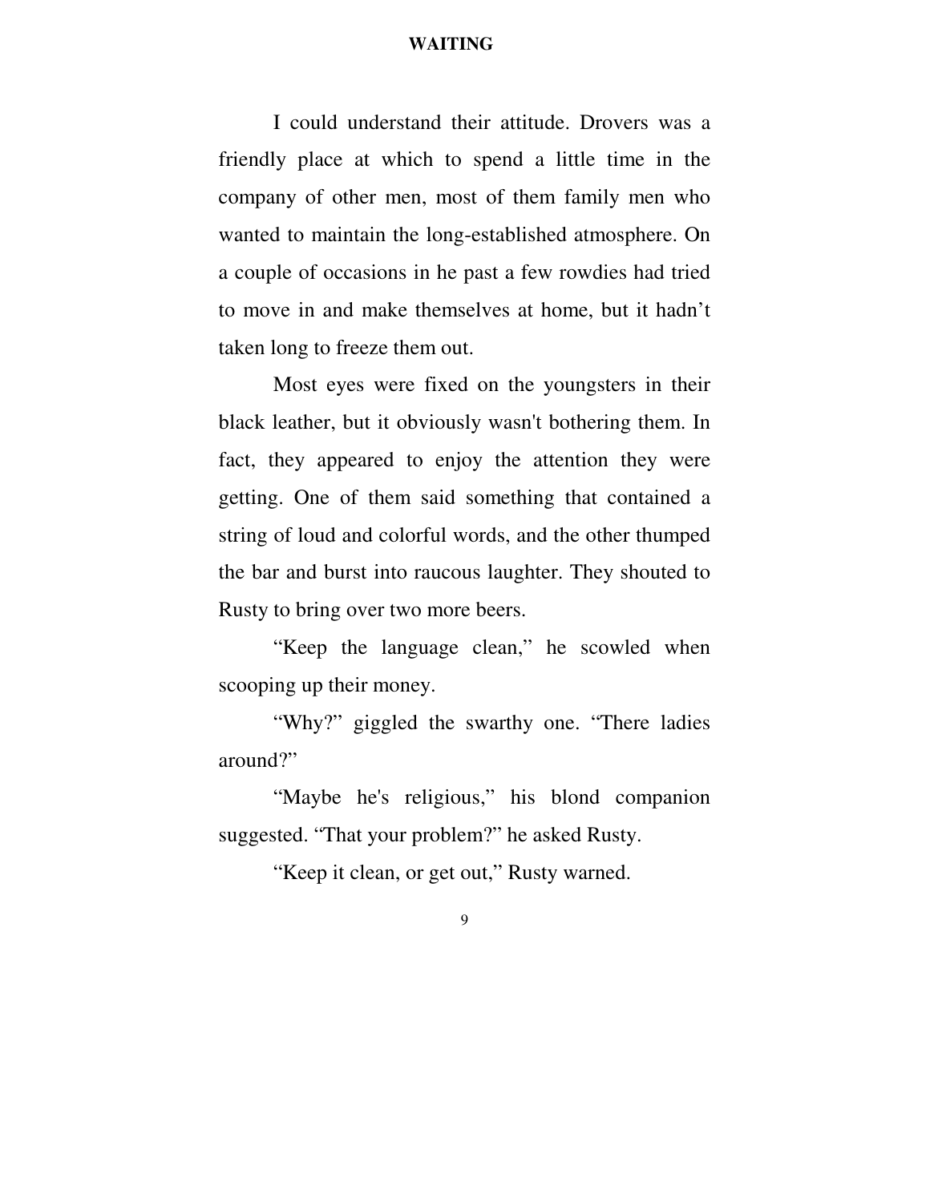I could understand their attitude. Drovers was a friendly place at which to spend a little time in the company of other men, most of them family men who wanted to maintain the long-established atmosphere. On a couple of occasions in he past a few rowdies had tried to move in and make themselves at home, but it hadn't taken long to freeze them out.

Most eyes were fixed on the youngsters in their black leather, but it obviously wasn't bothering them. In fact, they appeared to enjoy the attention they were getting. One of them said something that contained a string of loud and colorful words, and the other thumped the bar and burst into raucous laughter. They shouted to Rusty to bring over two more beers.

"Keep the language clean," he scowled when scooping up their money.

"Why?" giggled the swarthy one. "There ladies around?"

"Maybe he's religious," his blond companion suggested. "That your problem?" he asked Rusty.

"Keep it clean, or get out," Rusty warned.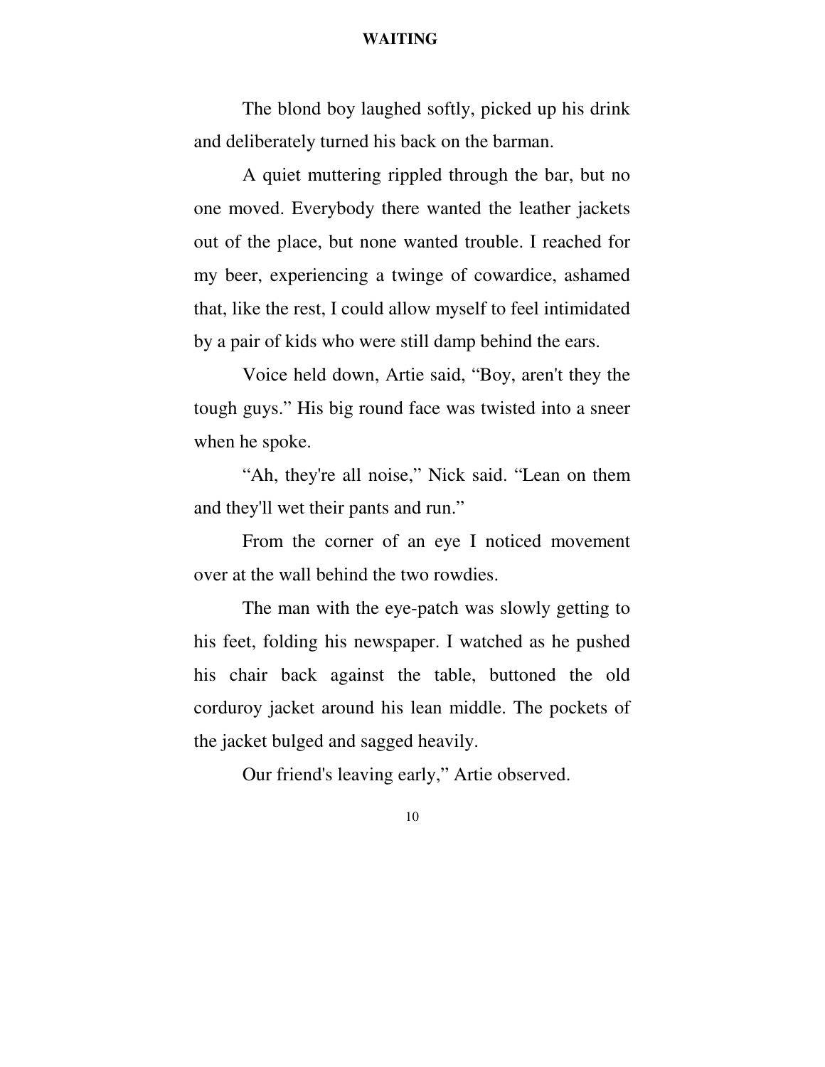The blond boy laughed softly, picked up his drink and deliberately turned his back on the barman.

A quiet muttering rippled through the bar, but no one moved. Everybody there wanted the leather jackets out of the place, but none wanted trouble. I reached for my beer, experiencing a twinge of cowardice, ashamed that, like the rest, I could allow myself to feel intimidated by a pair of kids who were still damp behind the ears.

Voice held down, Artie said, “Boy, aren't they the tough guys.” His big round face was twisted into a sneer when he spoke.

“Ah, they're all noise,” Nick said. “Lean on them and they'll wet their pants and run.”

From the corner of an eye I noticed movement over at the wall behind the two rowdies.

The man with the eye-patch was slowly getting to his feet, folding his newspaper. I watched as he pushed his chair back against the table, buttoned the old corduroy jacket around his lean middle. The pockets of the jacket bulged and sagged heavily.

Our friend's leaving early,” Artie observed.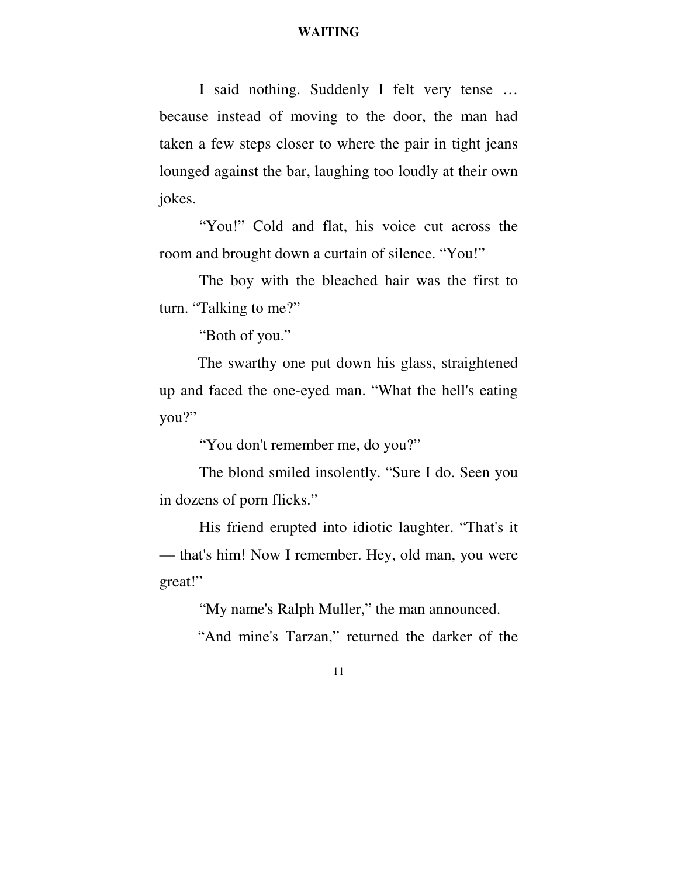I said nothing. Suddenly I felt very tense … because instead of moving to the door, the man had taken a few steps closer to where the pair in tight jeans lounged against the bar, laughing too loudly at their own jokes.

"You!" Cold and flat, his voice cut across the room and brought down a curtain of silence. "You!"

The boy with the bleached hair was the first to turn. "Talking to me?"

"Both of you."

The swarthy one put down his glass, straightened up and faced the one-eyed man. "What the hell's eating you?"

"You don't remember me, do you?"

The blond smiled insolently. "Sure I do. Seen you in dozens of porn flicks."

His friend erupted into idiotic laughter. "That's it — that's him! Now I remember. Hey, old man, you were great!"

"My name's Ralph Muller," the man announced.

"And mine's Tarzan," returned the darker of the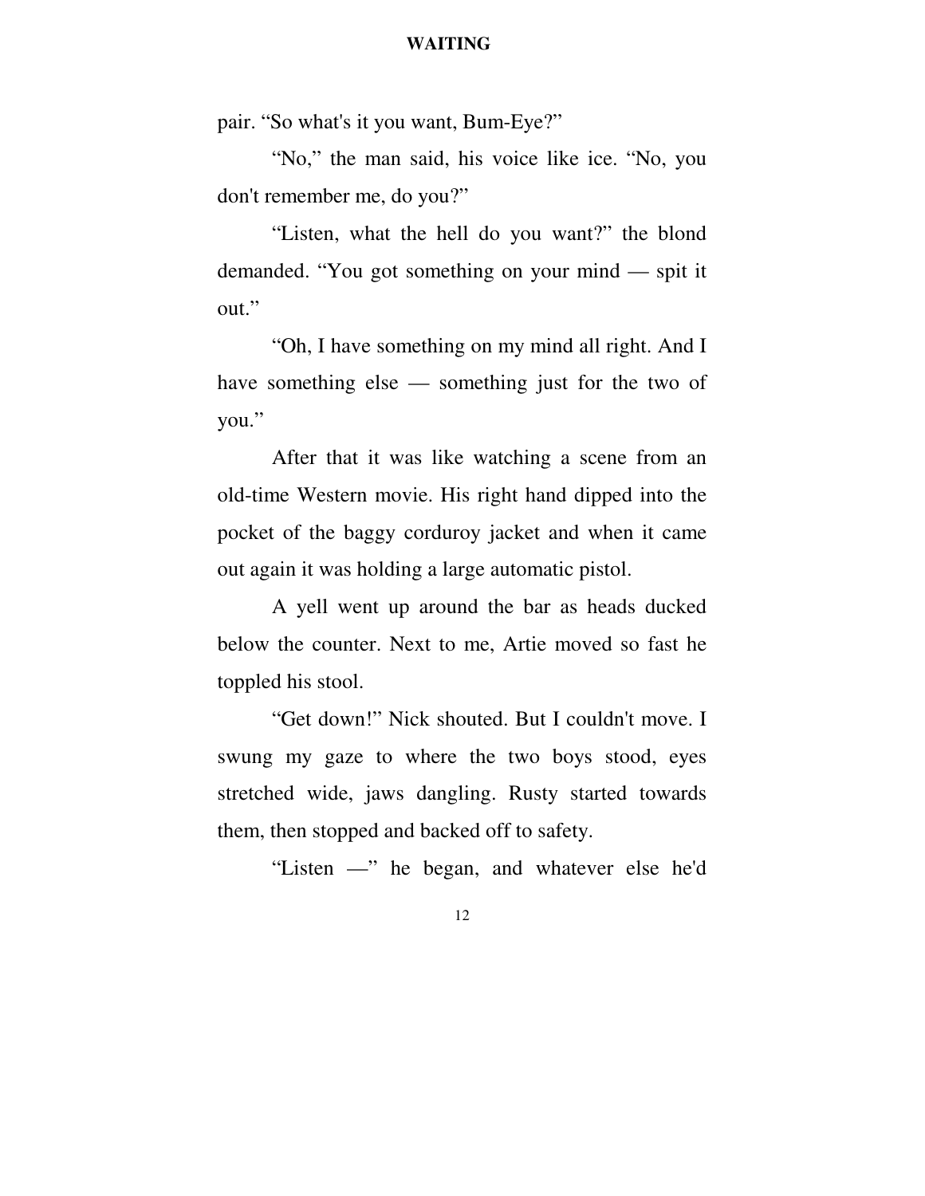pair. “So what's it you want, Bum-Eye?”

“No,” the man said, his voice like ice. “No, you don't remember me, do you?”

“Listen, what the hell do you want?” the blond demanded. “You got something on your mind — spit it out.”

“Oh, I have something on my mind all right. And I have something else — something just for the two of you.”

After that it was like watching a scene from an old-time Western movie. His right hand dipped into the pocket of the baggy corduroy jacket and when it came out again it was holding a large automatic pistol.

A yell went up around the bar as heads ducked below the counter. Next to me, Artie moved so fast he toppled his stool.

“Get down!” Nick shouted. But I couldn't move. I swung my gaze to where the two boys stood, eyes stretched wide, jaws dangling. Rusty started towards them, then stopped and backed off to safety.

“Listen —” he began, and whatever else he'd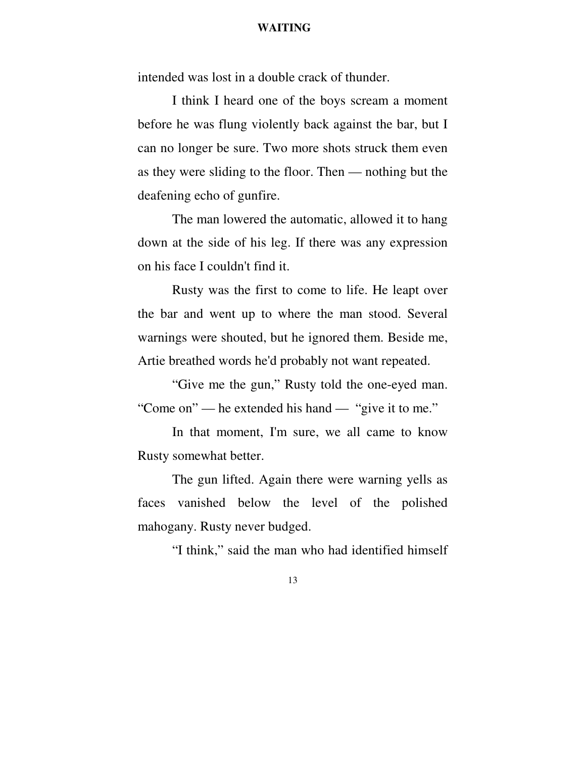intended was lost in a double crack of thunder.

I think I heard one of the boys scream a moment before he was flung violently back against the bar, but I can no longer be sure. Two more shots struck them even as they were sliding to the floor. Then — nothing but the deafening echo of gunfire.

The man lowered the automatic, allowed it to hang down at the side of his leg. If there was any expression on his face I couldn't find it.

Rusty was the first to come to life. He leapt over the bar and went up to where the man stood. Several warnings were shouted, but he ignored them. Beside me, Artie breathed words he'd probably not want repeated.

"Give me the gun," Rusty told the one-eyed man. "Come on" — he extended his hand — "give it to me."

In that moment, I'm sure, we all came to know Rusty somewhat better.

The gun lifted. Again there were warning yells as faces vanished below the level of the polished mahogany. Rusty never budged.

"I think," said the man who had identified himself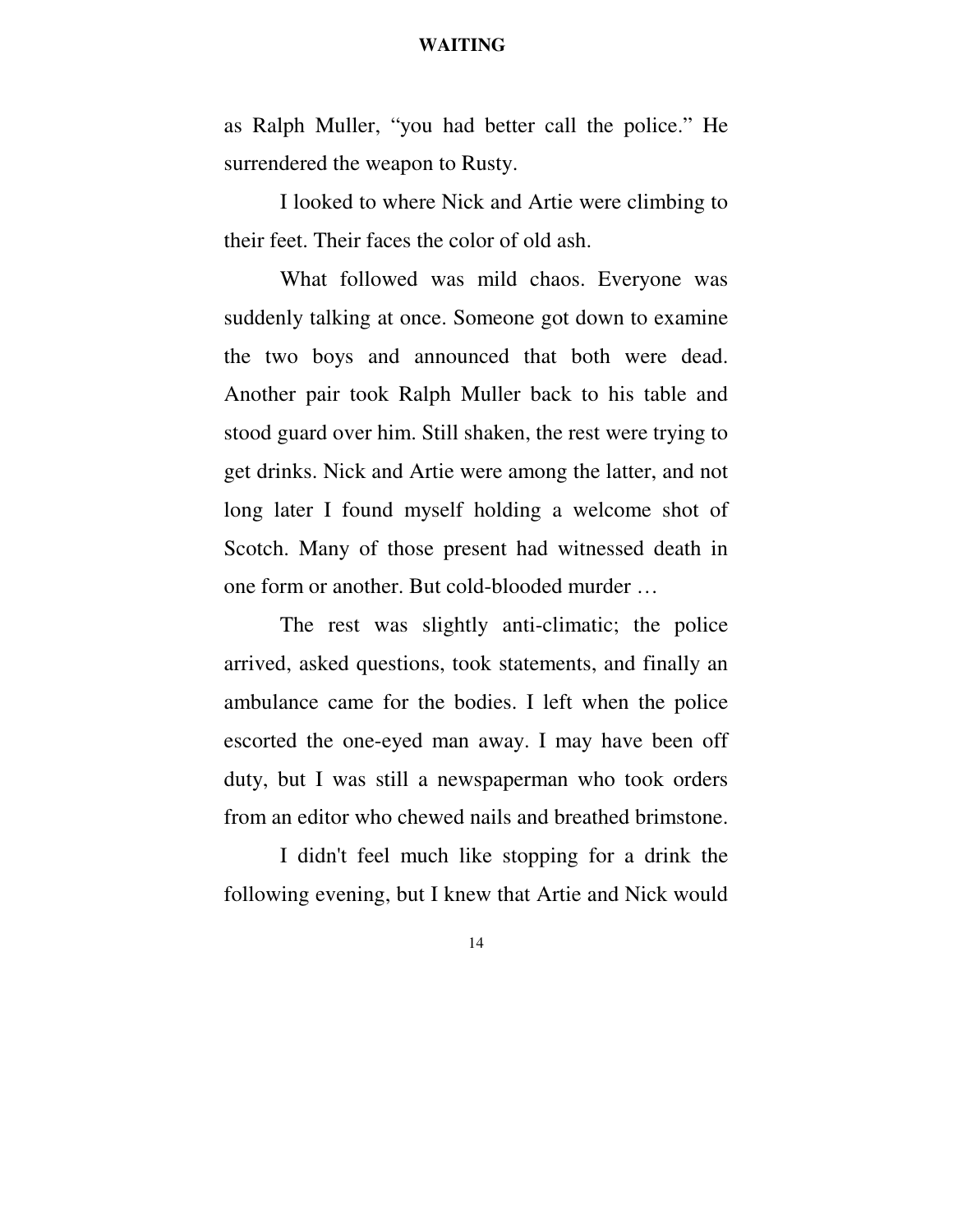as Ralph Muller, "you had better call the police." He surrendered the weapon to Rusty.

I looked to where Nick and Artie were climbing to their feet. Their faces the color of old ash.

What followed was mild chaos. Everyone was suddenly talking at once. Someone got down to examine the two boys and announced that both were dead. Another pair took Ralph Muller back to his table and stood guard over him. Still shaken, the rest were trying to get drinks. Nick and Artie were among the latter, and not long later I found myself holding a welcome shot of Scotch. Many of those present had witnessed death in one form or another. But cold-blooded murder …

The rest was slightly anti-climatic; the police arrived, asked questions, took statements, and finally an ambulance came for the bodies. I left when the police escorted the one-eyed man away. I may have been off duty, but I was still a newspaperman who took orders from an editor who chewed nails and breathed brimstone.

I didn't feel much like stopping for a drink the following evening, but I knew that Artie and Nick would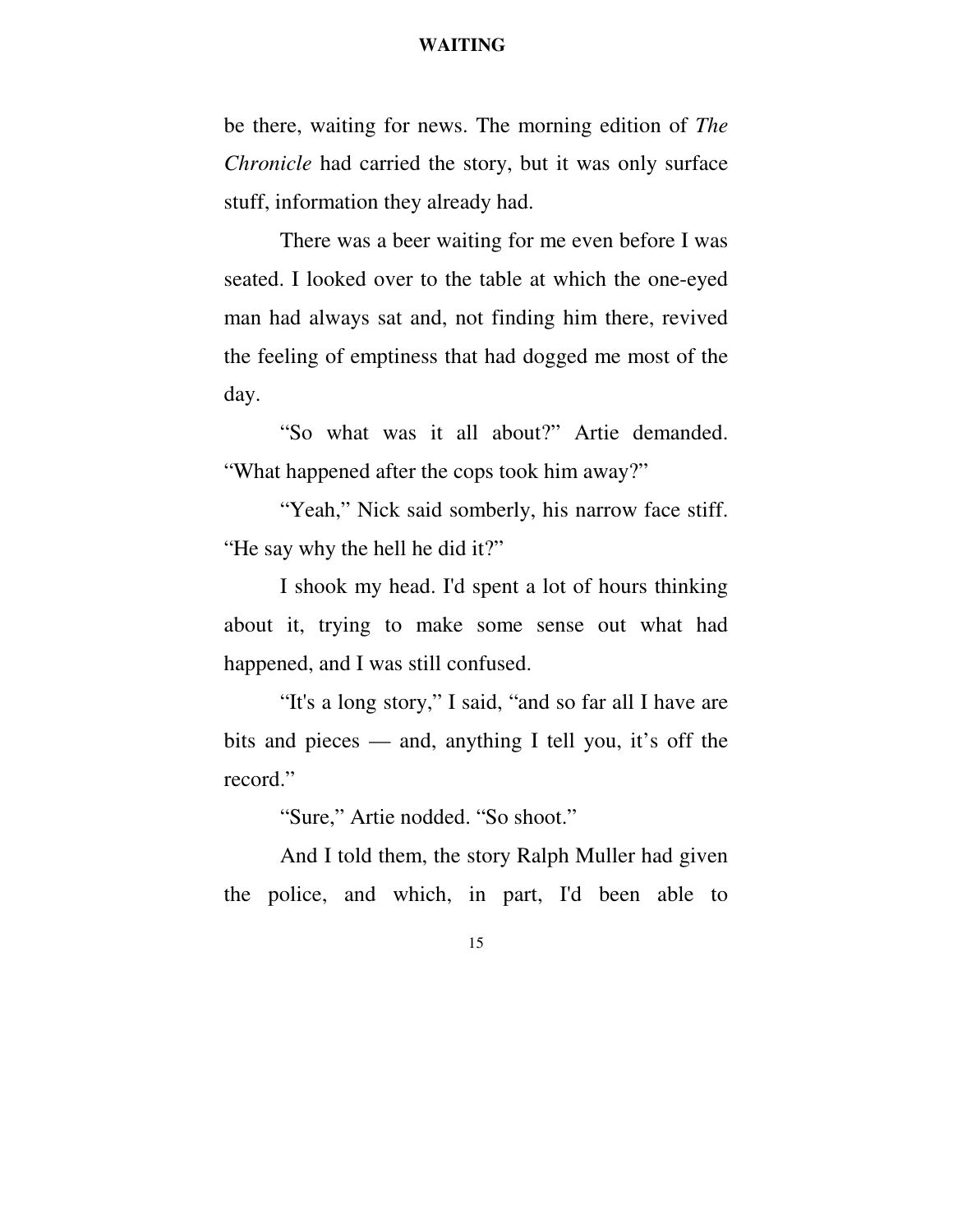be there, waiting for news. The morning edition of *The Chronicle* had carried the story, but it was only surface stuff, information they already had.

There was a beer waiting for me even before I was seated. I looked over to the table at which the one-eyed man had always sat and, not finding him there, revived the feeling of emptiness that had dogged me most of the day.

“So what was it all about?” Artie demanded. “What happened after the cops took him away?”

“Yeah,” Nick said somberly, his narrow face stiff. “He say why the hell he did it?”

I shook my head. I'd spent a lot of hours thinking about it, trying to make some sense out what had happened, and I was still confused.

“It's a long story,” I said, “and so far all I have are bits and pieces — and, anything I tell you, it’s off the record.”

“Sure,” Artie nodded. “So shoot.”

And I told them, the story Ralph Muller had given the police, and which, in part, I'd been able to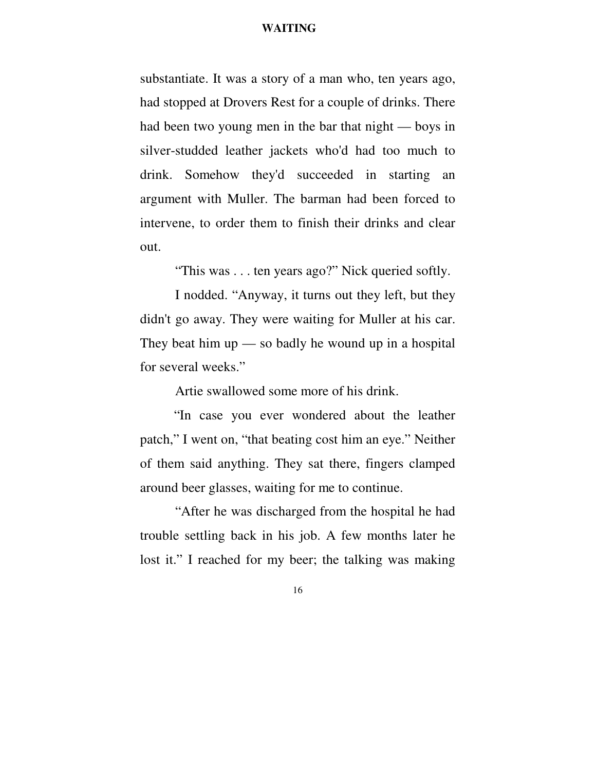substantiate. It was a story of a man who, ten years ago, had stopped at Drovers Rest for a couple of drinks. There had been two young men in the bar that night — boys in silver-studded leather jackets who'd had too much to drink. Somehow they'd succeeded in starting an argument with Muller. The barman had been forced to intervene, to order them to finish their drinks and clear out.

"This was . . . ten years ago?" Nick queried softly.

I nodded. "Anyway, it turns out they left, but they didn't go away. They were waiting for Muller at his car. They beat him up — so badly he wound up in a hospital for several weeks."

Artie swallowed some more of his drink.

"In case you ever wondered about the leather patch," I went on, "that beating cost him an eye." Neither of them said anything. They sat there, fingers clamped around beer glasses, waiting for me to continue.

"After he was discharged from the hospital he had trouble settling back in his job. A few months later he lost it." I reached for my beer; the talking was making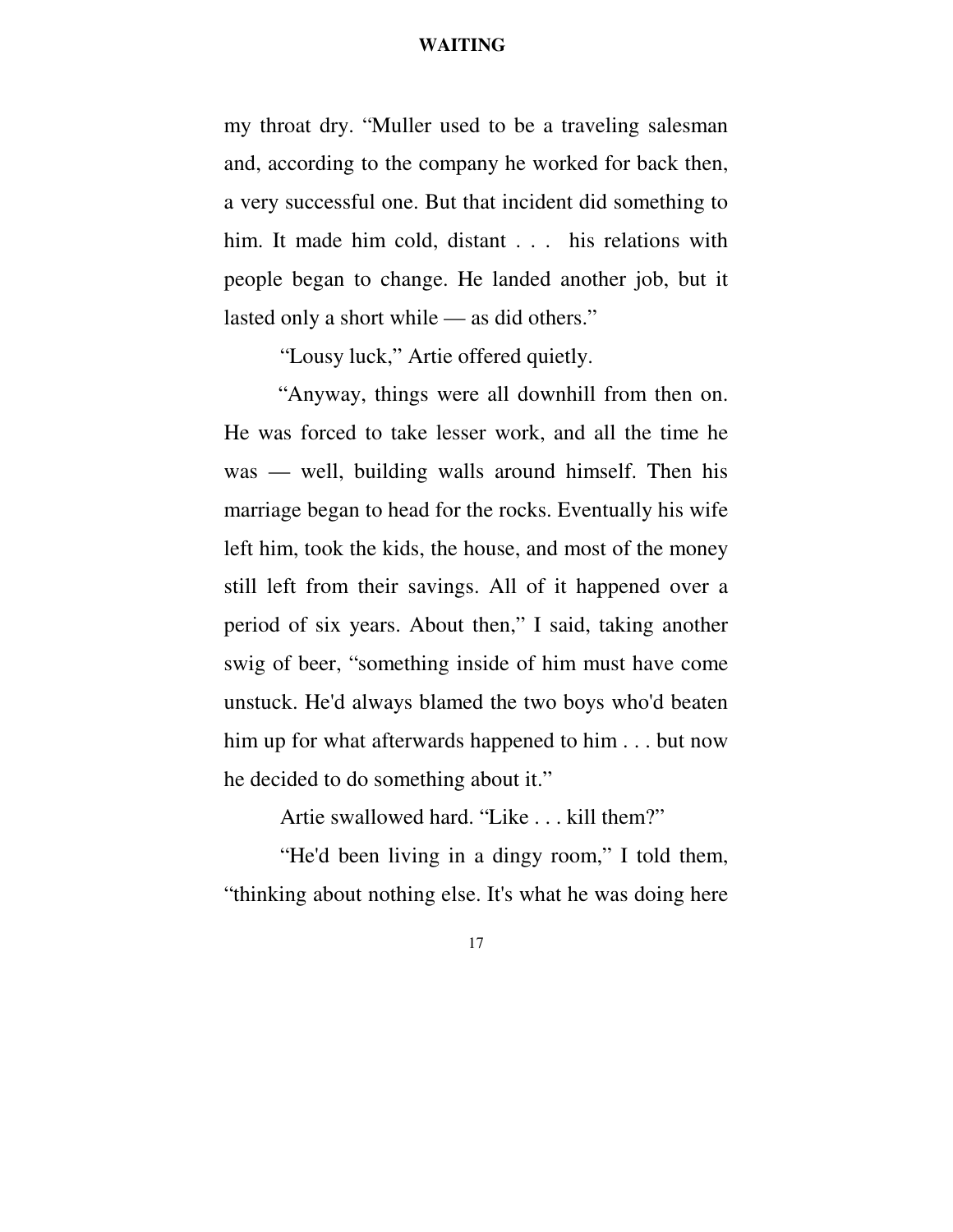my throat dry. “Muller used to be a traveling salesman and, according to the company he worked for back then, a very successful one. But that incident did something to him. It made him cold, distant . . . his relations with people began to change. He landed another job, but it lasted only a short while — as did others.”

“Lousy luck,” Artie offered quietly.

“Anyway, things were all downhill from then on. He was forced to take lesser work, and all the time he was — well, building walls around himself. Then his marriage began to head for the rocks. Eventually his wife left him, took the kids, the house, and most of the money still left from their savings. All of it happened over a period of six years. About then,” I said, taking another swig of beer, “something inside of him must have come unstuck. He'd always blamed the two boys who'd beaten him up for what afterwards happened to him . . . but now he decided to do something about it.”

Artie swallowed hard. “Like . . . kill them?”

“He'd been living in a dingy room,” I told them, “thinking about nothing else. It's what he was doing here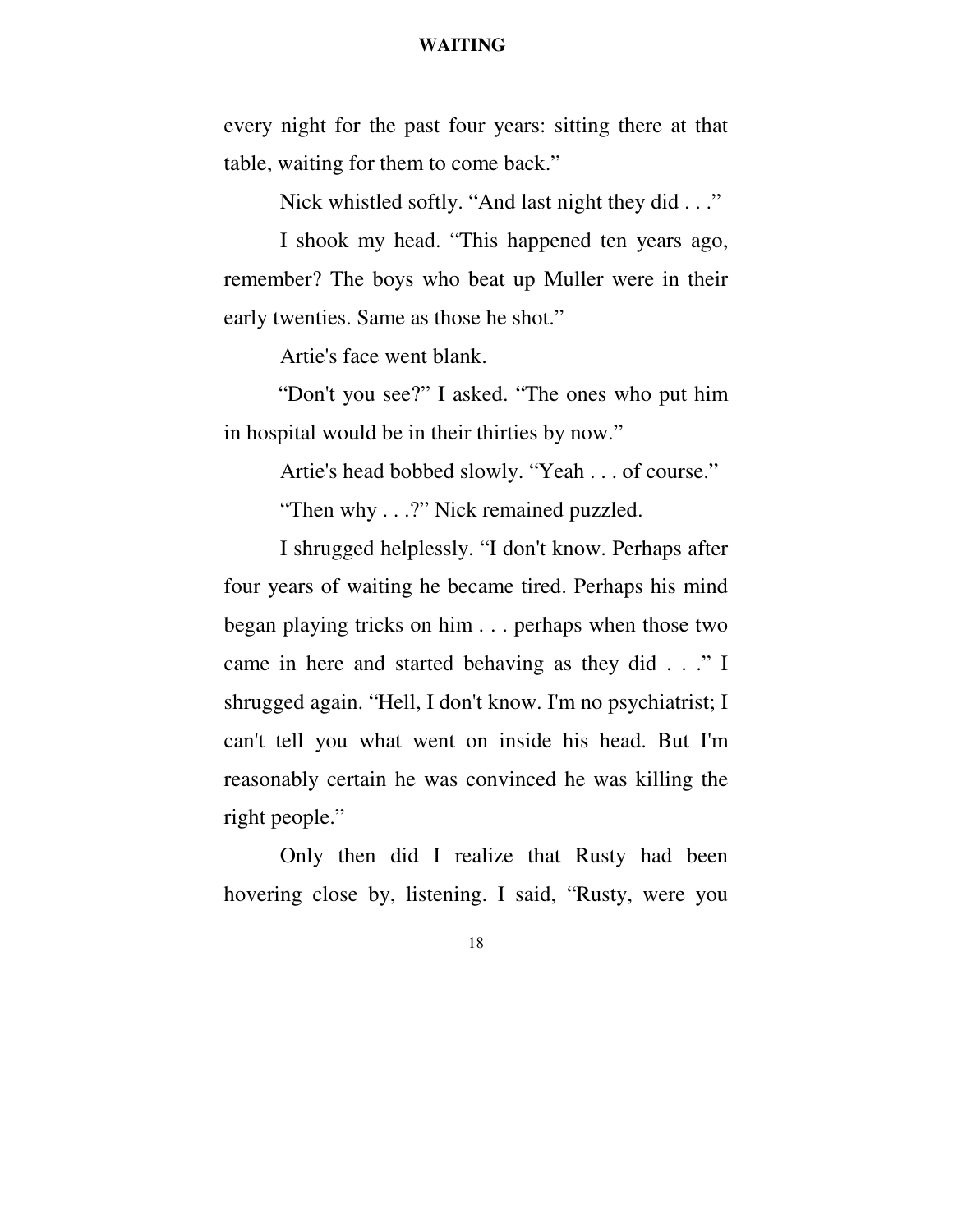every night for the past four years: sitting there at that table, waiting for them to come back."

Nick whistled softly. "And last night they did . . ."

I shook my head. "This happened ten years ago, remember? The boys who beat up Muller were in their early twenties. Same as those he shot."

Artie's face went blank.

"Don't you see?" I asked. "The ones who put him in hospital would be in their thirties by now."

Artie's head bobbed slowly. "Yeah . . . of course."

"Then why . . .?" Nick remained puzzled.

I shrugged helplessly. "I don't know. Perhaps after four years of waiting he became tired. Perhaps his mind began playing tricks on him . . . perhaps when those two came in here and started behaving as they did . . ." I shrugged again. "Hell, I don't know. I'm no psychiatrist; I can't tell you what went on inside his head. But I'm reasonably certain he was convinced he was killing the right people."

Only then did I realize that Rusty had been hovering close by, listening. I said, "Rusty, were you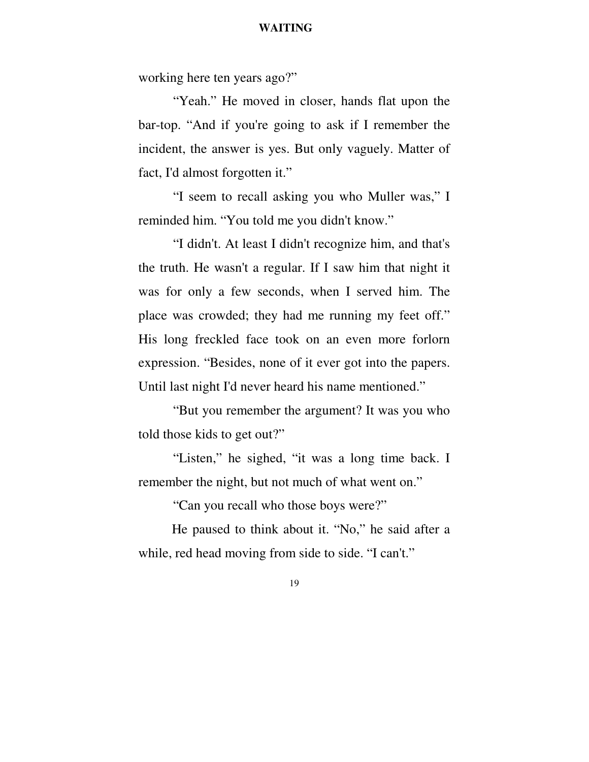working here ten years ago?"

"Yeah." He moved in closer, hands flat upon the bar-top. "And if you're going to ask if I remember the incident, the answer is yes. But only vaguely. Matter of fact, I'd almost forgotten it."

"I seem to recall asking you who Muller was," I reminded him. "You told me you didn't know."

"I didn't. At least I didn't recognize him, and that's the truth. He wasn't a regular. If I saw him that night it was for only a few seconds, when I served him. The place was crowded; they had me running my feet off." His long freckled face took on an even more forlorn expression. "Besides, none of it ever got into the papers. Until last night I'd never heard his name mentioned."

"But you remember the argument? It was you who told those kids to get out?"

"Listen," he sighed, "it was a long time back. I remember the night, but not much of what went on."

"Can you recall who those boys were?"

He paused to think about it. "No," he said after a while, red head moving from side to side. "I can't."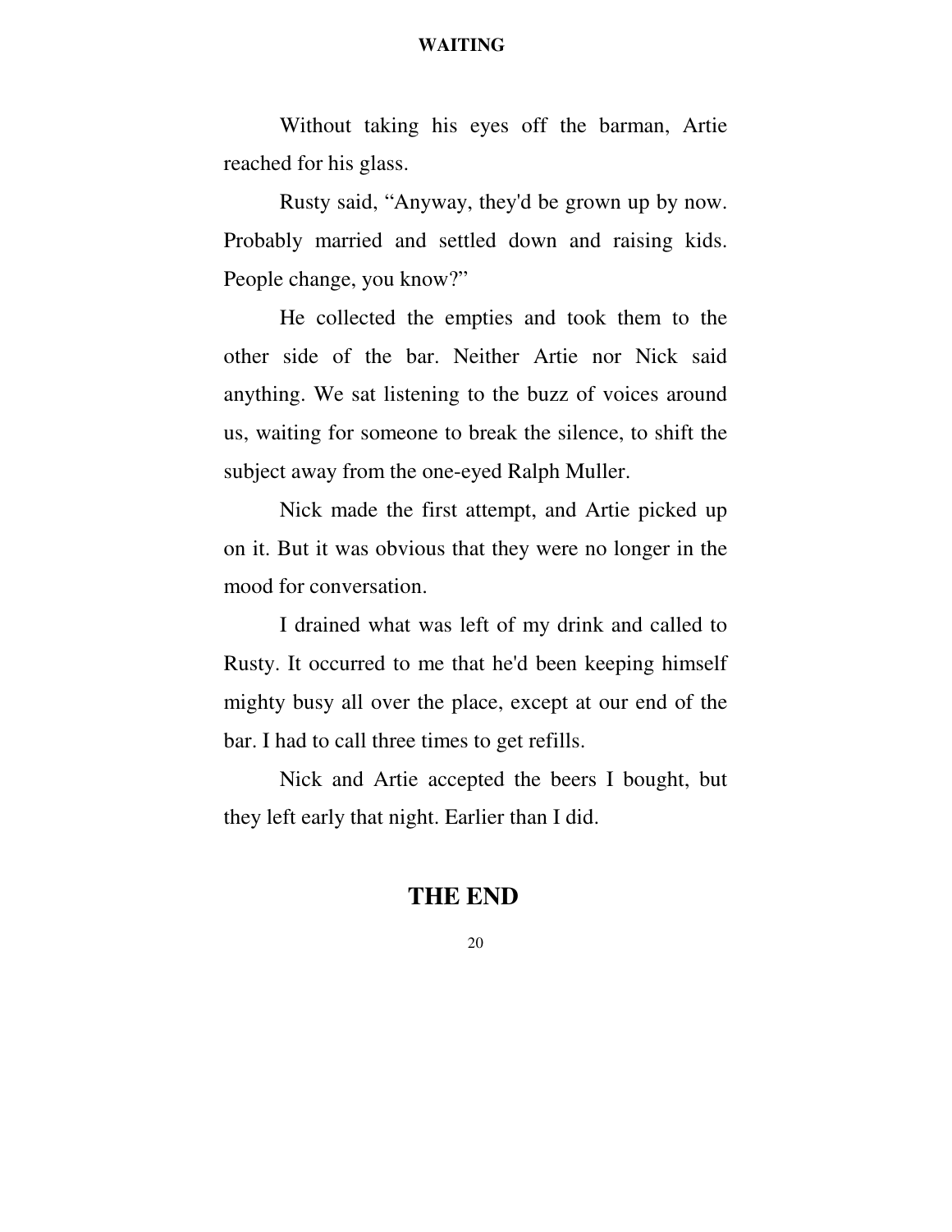Without taking his eyes off the barman, Artie reached for his glass.

Rusty said, “Anyway, they'd be grown up by now. Probably married and settled down and raising kids. People change, you know?”

He collected the empties and took them to the other side of the bar. Neither Artie nor Nick said anything. We sat listening to the buzz of voices around us, waiting for someone to break the silence, to shift the subject away from the one-eyed Ralph Muller.

Nick made the first attempt, and Artie picked up on it. But it was obvious that they were no longer in the mood for conversation.

I drained what was left of my drink and called to Rusty. It occurred to me that he'd been keeping himself mighty busy all over the place, except at our end of the bar. I had to call three times to get refills.

Nick and Artie accepted the beers I bought, but they left early that night. Earlier than I did.

## THE END